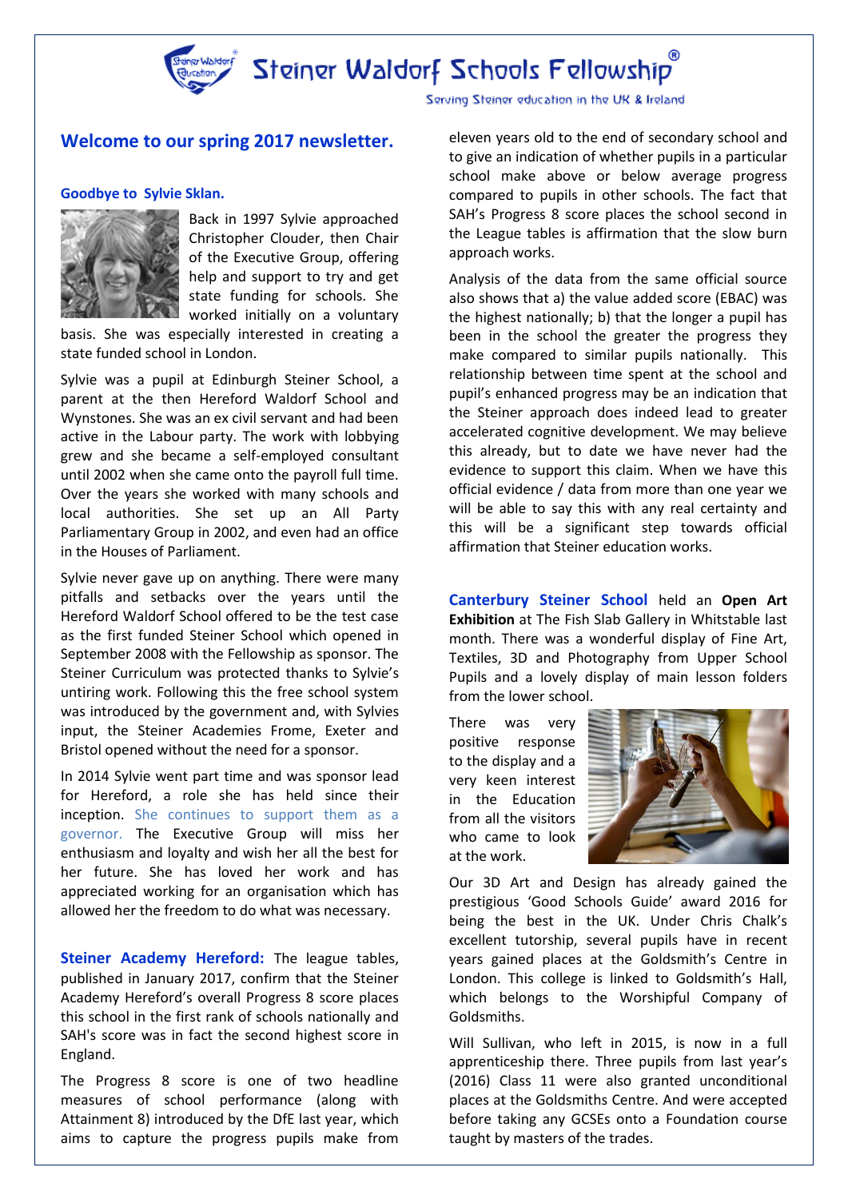# Steiner Waldorf Schools Fellowship®

Serving Steiner education in the UK & Ireland

## Welcome to our spring 2017 newsletter.

### Goodbye to Sylvie Sklan.

Back in 1997 Sylvie approached Christopher Clouder, then Chair of the Executive Group, offering help and support to try and get state funding for schools. She worked initially on a voluntary basis. She was especially interested in creating a state funded school in London.

Sylvie was a pupil at Edinburgh Steiner School, a parent at the then Hereford Waldorf School and Wynstones. She was an ex civil servant and had been active in the Labour party. The work with lobbying grew and she became a self-employed consultant until 2002 when she came onto the payroll full time. Over the years she worked with many schools and local authorities. She set up an All Party Parliamentary Group in 2002, and even had an office in the Houses of Parliament.

Sylvie never gave up on anything. There were many pitfalls and setbacks over the years until the Hereford Waldorf School offered to be the test case as the first funded Steiner School which opened in September 2008 with the Fellowship as sponsor. The Steiner Curriculum was protected thanks to Sylvie's untiring work. Following this the free school system was introduced by the government and, with Sylvies input, the Steiner Academies Frome, Exeter and Bristol opened without the need for a sponsor.

In 2014 Sylvie went part time and was sponsor lead for Hereford, a role she has held since their inception. She continues to support them as a governor. The Executive Group will miss her enthusiasm and loyalty and wish her all the best for her future. She has loved her work and has appreciated working for an organisation which has allowed her the freedom to do what was necessary.

**Steiner Academy Hereford:** The league tables, published in January 2017, confirm that the Steiner Academy Hereford's overall Progress 8 score places this school in the first rank of schools nationally and SAH's score was in fact the second highest score in England.

The Progress 8 score is one of two headline measures of school performance (along with Attainment 8) introduced by the DfE last year, which aims to capture the progress pupils make from eleven years old to the end of secondary school and to give an indication of whether pupils in a particular school make above or below average progress compared to pupils in other schools. The fact that SAH's Progress 8 score places the school second in the League tables is affirmation that the slow burn approach works.

Analysis of the data from the same official source also shows that a) the value added score (EBAC) was the highest nationally; b) that the longer a pupil has been in the school the greater the progress they make compared to similar pupils nationally. This relationship between time spent at the school and pupil's enhanced progress may be an indication that the Steiner approach does indeed lead to greater accelerated cognitive development. We may believe this already, but to date we have never had the evidence to support this claim. When we have this official evidence / data from more than one year we will be able to say this with any real certainty and this will be a significant step towards official affirmation that Steiner education works.

**Canterbury Steiner School** held an **Open Art Exhibition** at The Fish Slab Gallery in Whitstable last month. There was a wonderful display of Fine Art, Textiles, 3D and Photography from Upper School Pupils and a lovely display of main lesson folders from the lower school.

There was very positive response to the display and a very keen interest in the Education from all the visitors who came to look at the work.

Our 3D Art and Design has already gained the prestigious 'Good Schools Guide' award 2016 for being the best in the UK. Under Chris Chalk's excellent tutorship, several pupils have in recent years gained places at the Goldsmith's Centre in London. This college is linked to Goldsmith's Hall, which belongs to the Worshipful Company of Goldsmiths.

Will Sullivan, who left in 2015, is now in a full apprenticeship there. Three pupils from last year's (2016) Class 11 were also granted unconditional places at the Goldsmiths Centre. And were accepted before taking any GCSEs onto a Foundation course taught by masters of the trades.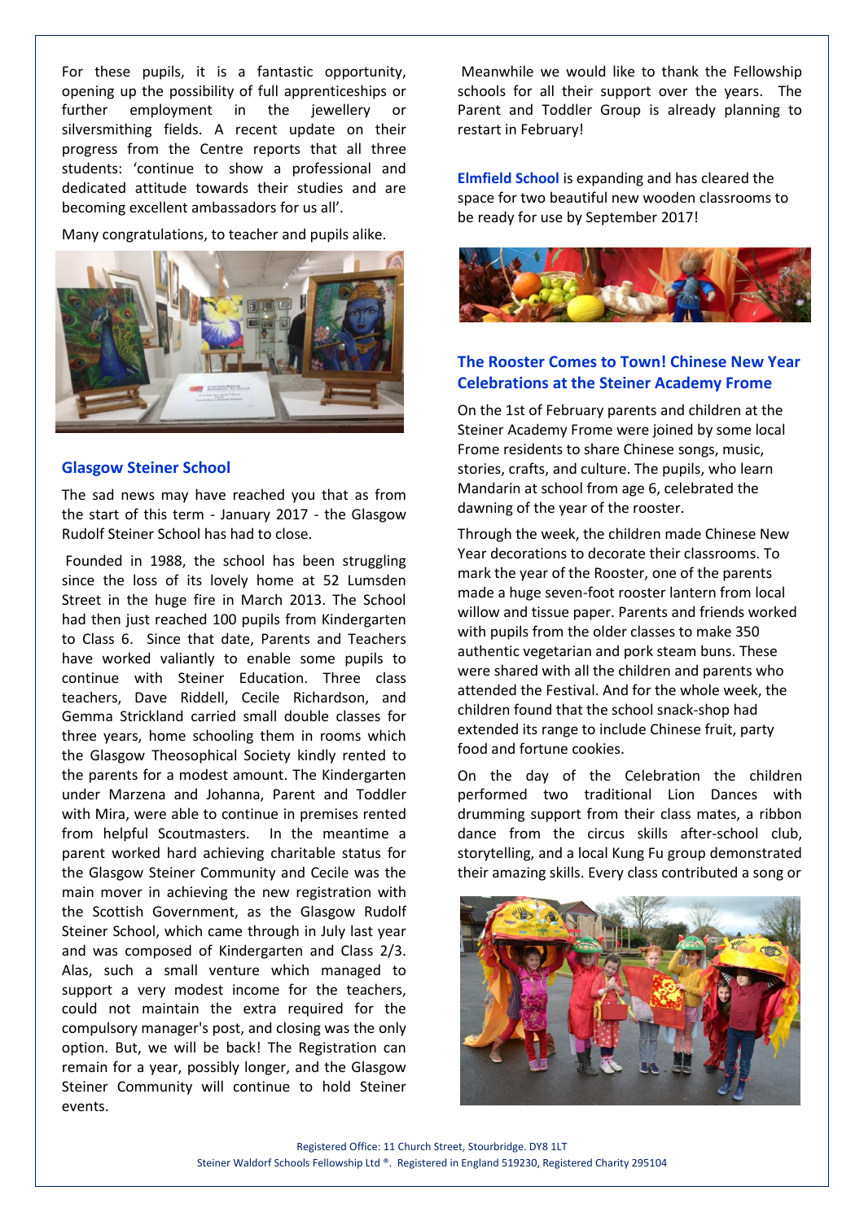For these pupils, it is a fantastic opportunity, opening up the possibility of full apprenticeships or further employment in the jewellery or silversmithing fields. A recent update on their progress from the Centre reports that all three students: 'continue to show a professional and dedicated attitude towards their studies and are becoming excellent ambassadors for us all'.

Many congratulations, to teacher and pupils alike.

### Glasgow Steiner School

The sad news may have reached you that as from the start of this term - January 2017 - the Glasgow Rudolf Steiner School has had to close.

Founded in 1988, the school has been struggling since the loss of its lovely home at 52 Lumsden Street in the huge fire in March 2013. The School had then just reached 100 pupils from Kindergarten to Class 6. Since that date, Parents and Teachers have worked valiantly to enable some pupils to continue with Steiner Education. Three class teachers, Dave Riddell, Cecile Richardson, and Gemma Strickland carried small double classes for three years, home schooling them in rooms which the Glasgow Theosophical Society kindly rented to the parents for a modest amount. The Kindergarten under Marzena and Johanna, Parent and Toddler with Mira, were able to continue in premises rented from helpful Scoutmasters. In the meantime a parent worked hard achieving charitable status for the Glasgow Steiner Community and Cecile was the main mover in achieving the new registration with the Scottish Government, as the Glasgow Rudolf Steiner School, which came through in July last year and was composed of Kindergarten and Class 2/3. Alas, such a small venture which managed to support a very modest income for the teachers, could not maintain the extra required for the compulsory manager's post, and closing was the only option. But, we will be back! The Registration can remain for a year, possibly longer, and the Glasgow Steiner Community will continue to hold Steiner events.

Meanwhile we would like to thank the Fellowship schools for all their support over the years. The Parent and Toddler Group is already planning to restart in February!

**Elmfield School** is expanding and has cleared the space for two beautiful new wooden classrooms to be ready for use by September 2017!

### The Rooster Comes to Town! Chinese New Year Celebrations at the Steiner Academy Frome

On the 1st of February parents and children at the Steiner Academy Frome were joined by some local Frome residents to share Chinese songs, music, stories, crafts, and culture. The pupils, who learn Mandarin at school from age 6, celebrated the dawning of the year of the rooster.

Through the week, the children made Chinese New Year decorations to decorate their classrooms. To mark the year of the Rooster, one of the parents made a huge seven-foot rooster lantern from local willow and tissue paper. Parents and friends worked with pupils from the older classes to make 350 authentic vegetarian and pork steam buns. These were shared with all the children and parents who attended the Festival. And for the whole week, the children found that the school snack-shop had extended its range to include Chinese fruit, party food and fortune cookies.

On the day of the Celebration the children performed two traditional Lion Dances with drumming support from their class mates, a ribbon dance from the circus skills after-school club, storytelling, and a local Kung Fu group demonstrated their amazing skills. Every class contributed a song or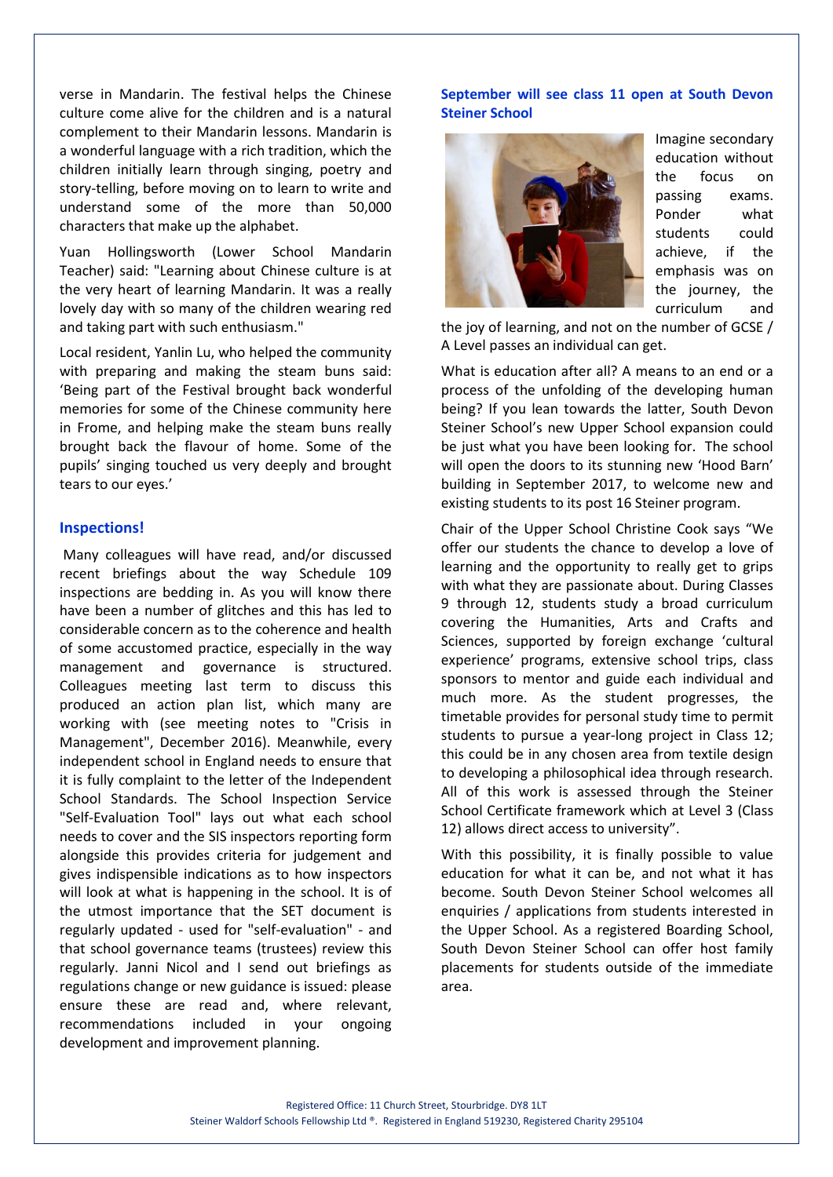verse in Mandarin. The festival helps the Chinese culture come alive for the children and is a natural complement to their Mandarin lessons. Mandarin is a wonderful language with a rich tradition, which the children initially learn through singing, poetry and story-telling, before moving on to learn to write and understand some of the more than 50,000 characters that make up the alphabet.

Yuan Hollingsworth (Lower School Mandarin Teacher) said: "Learning about Chinese culture is at the very heart of learning Mandarin. It was a really lovely day with so many of the children wearing red and taking part with such enthusiasm."

Local resident, Yanlin Lu, who helped the community with preparing and making the steam buns said: 'Being part of the Festival brought back wonderful memories for some of the Chinese community here in Frome, and helping make the steam buns really brought back the flavour of home. Some of the pupils' singing touched us very deeply and brought tears to our eyes.'

## Inspections!

Many colleagues will have read, and/or discussed recent briefings about the way Schedule 109 inspections are bedding in. As you will know there have been a number of glitches and this has led to considerable concern as to the coherence and health of some accustomed practice, especially in the way management and governance is structured. Colleagues meeting last term to discuss this produced an action plan list, which many are working with (see meeting notes to "Crisis in Management", December 2016). Meanwhile, every independent school in England needs to ensure that it is fully complaint to the letter of the Independent School Standards. The School Inspection Service "Self-Evaluation Tool" lays out what each school needs to cover and the SIS inspectors reporting form alongside this provides criteria for judgement and gives indispensible indications as to how inspectors will look at what is happening in the school. It is of the utmost importance that the SET document is regularly updated - used for "self-evaluation" - and that school governance teams (trustees) review this regularly. Janni Nicol and I send out briefings as regulations change or new guidance is issued: please ensure these are read and, where relevant, recommendations included in your ongoing development and improvement planning.

## September will see class 11 open at South Devon Steiner School

Imagine secondary education without the focus on passing exams. Ponder what students could achieve, if the emphasis was on the journey, the curriculum and the joy of learning, and not on the number of GCSE / A Level passes an individual can get.

What is education after all? A means to an end or a process of the unfolding of the developing human being? If you lean towards the latter, South Devon Steiner School's new Upper School expansion could be just what you have been looking for. The school will open the doors to its stunning new 'Hood Barn' building in September 2017, to welcome new and existing students to its post 16 Steiner program.

Chair of the Upper School Christine Cook says "We offer our students the chance to develop a love of learning and the opportunity to really get to grips with what they are passionate about. During Classes 9 through 12, students study a broad curriculum covering the Humanities, Arts and Crafts and Sciences, supported by foreign exchange 'cultural experience' programs, extensive school trips, class sponsors to mentor and guide each individual and much more. As the student progresses, the timetable provides for personal study time to permit students to pursue a year-long project in Class 12; this could be in any chosen area from textile design to developing a philosophical idea through research. All of this work is assessed through the Steiner School Certificate framework which at Level 3 (Class 12) allows direct access to university".

With this possibility, it is finally possible to value education for what it can be, and not what it has become. South Devon Steiner School welcomes all enquiries / applications from students interested in the Upper School. As a registered Boarding School, South Devon Steiner School can offer host family placements for students outside of the immediate area.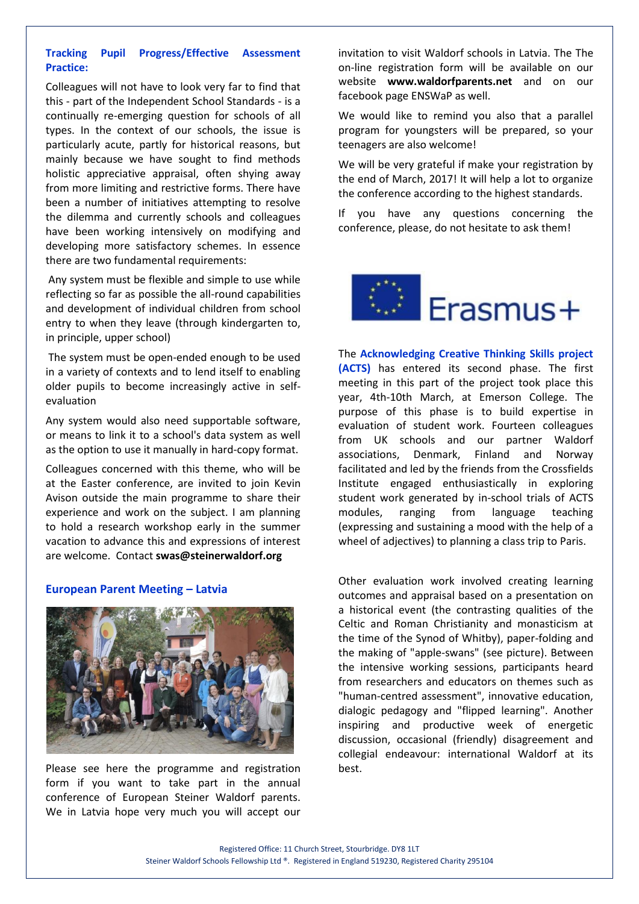### Tracking Pupil Progress/Effective Assessment Practice:

Colleagues will not have to look very far to find that this - part of the Independent School Standards - is a continually re-emerging question for schools of all types. In the context of our schools, the issue is particularly acute, partly for historical reasons, but mainly because we have sought to find methods holistic appreciative appraisal, often shying away from more limiting and restrictive forms. There have been a number of initiatives attempting to resolve the dilemma and currently schools and colleagues have been working intensively on modifying and developing more satisfactory schemes. In essence there are two fundamental requirements:

Any system must be flexible and simple to use while reflecting so far as possible the all-round capabilities and development of individual children from school entry to when they leave (through kindergarten to, in principle, upper school)

The system must be open-ended enough to be used in a variety of contexts and to lend itself to enabling older pupils to become increasingly active in self-evaluation

Any system would also need supportable software, or means to link it to a school's data system as well as the option to use it manually in hard-copy format.

Colleagues concerned with this theme, who will be at the Easter conference, are invited to join Kevin Avison outside the main programme to share their experience and work on the subject. I am planning to hold a research workshop early in the summer vacation to advance this and expressions of interest are welcome. Contact **swas@steinerwaldorf.org**

### European Parent Meeting – Latvia

Please see here the programme and registration form if you want to take part in the annual conference of European Steiner Waldorf parents. We in Latvia hope very much you will accept our invitation to visit Waldorf schools in Latvia. The The on-line registration form will be available on our website **www.waldorfparents.net** and on our facebook page ENSWaP as well.

We would like to remind you also that a parallel program for youngsters will be prepared, so your teenagers are also welcome!

We will be very grateful if make your registration by the end of March, 2017! It will help a lot to organize the conference according to the highest standards.

If you have any questions concerning the conference, please, do not hesitate to ask them!

Erasmus+

The **Acknowledging Creative Thinking Skills project (ACTS)** has entered its second phase. The first meeting in this part of the project took place this year, 4th-10th March, at Emerson College. The purpose of this phase is to build expertise in evaluation of student work. Fourteen colleagues from UK schools and our partner Waldorf associations, Denmark, Finland and Norway facilitated and led by the friends from the Crossfields Institute engaged enthusiastically in exploring student work generated by in-school trials of ACTS modules, ranging from language teaching (expressing and sustaining a mood with the help of a wheel of adjectives) to planning a class trip to Paris.

Other evaluation work involved creating learning outcomes and appraisal based on a presentation on a historical event (the contrasting qualities of the Celtic and Roman Christianity and monasticism at the time of the Synod of Whitby), paper-folding and the making of "apple-swans" (see picture). Between the intensive working sessions, participants heard from researchers and educators on themes such as "human-centred assessment", innovative education, dialogic pedagogy and "flipped learning". Another inspiring and productive week of energetic discussion, occasional (friendly) disagreement and collegial endeavour: international Waldorf at its best.

Registered Office: 11 Church Street, Stourbridge. DY8 1LT
Steiner Waldorf Schools Fellowship Ltd ®. Registered in England 519230, Registered Charity 295104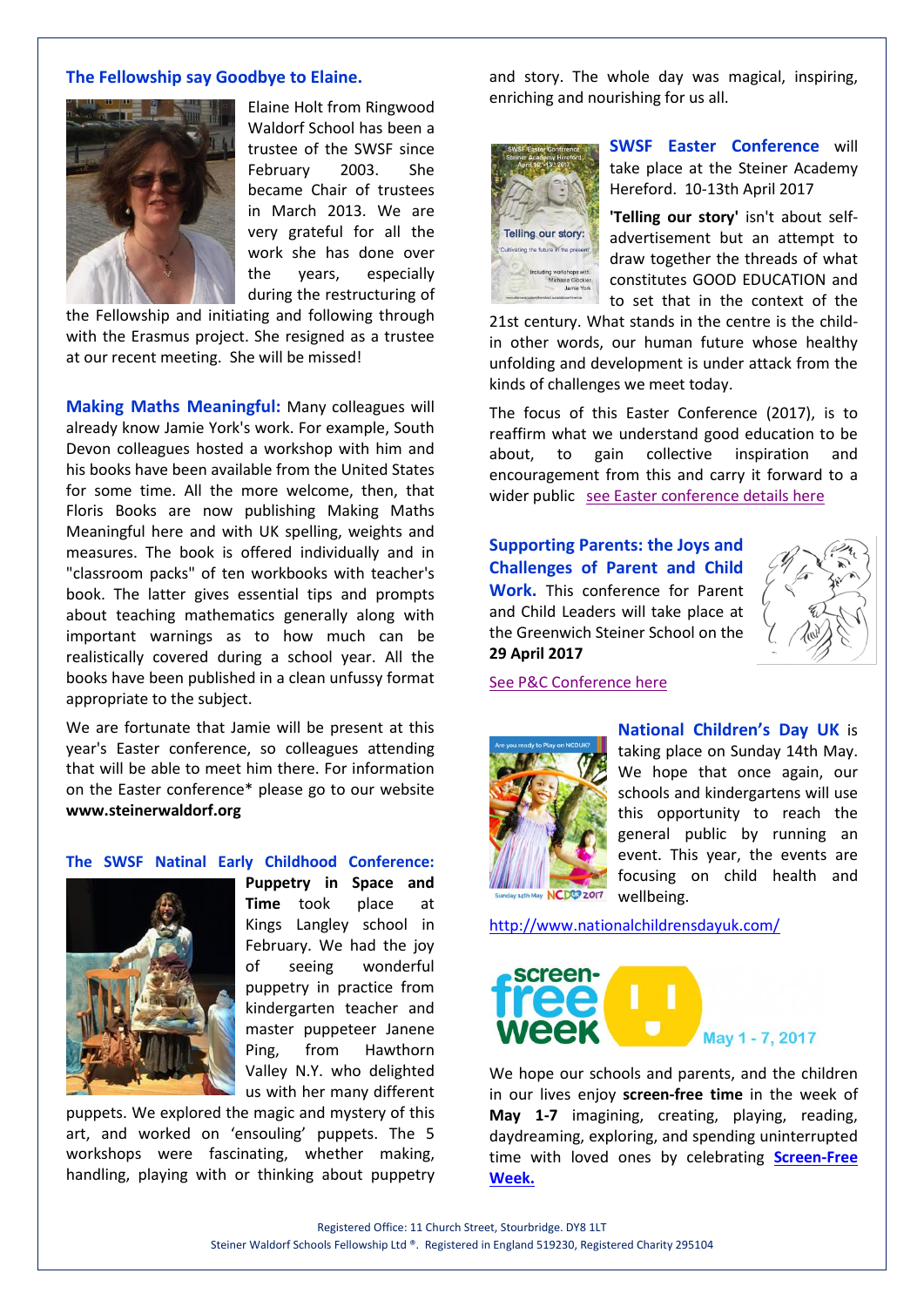## The Fellowship say Goodbye to Elaine.

Elaine Holt from Ringwood Waldorf School has been a trustee of the SWSF since February 2003. She became Chair of trustees in March 2013. We are very grateful for all the work she has done over the years, especially during the restructuring of the Fellowship and initiating and following through with the Erasmus project. She resigned as a trustee at our recent meeting. She will be missed!

**Making Maths Meaningful:** Many colleagues will already know Jamie York's work. For example, South Devon colleagues hosted a workshop with him and his books have been available from the United States for some time. All the more welcome, then, that Floris Books are now publishing Making Maths Meaningful here and with UK spelling, weights and measures. The book is offered individually and in "classroom packs" of ten workbooks with teacher's book. The latter gives essential tips and prompts about teaching mathematics generally along with important warnings as to how much can be realistically covered during a school year. All the books have been published in a clean unfussy format appropriate to the subject.

We are fortunate that Jamie will be present at this year's Easter conference, so colleagues attending that will be able to meet him there. For information on the Easter conference* please go to our website **www.steinerwaldorf.org**

## The SWSF Natinal Early Childhood Conference:

**Puppetry in Space and Time** took place at Kings Langley school in February. We had the joy of seeing wonderful puppetry in practice from kindergarten teacher and master puppeteer Janene Ping, from Hawthorn Valley N.Y. who delighted us with her many different puppets. We explored the magic and mystery of this art, and worked on 'ensouling' puppets. The 5 workshops were fascinating, whether making, handling, playing with or thinking about puppetry and story. The whole day was magical, inspiring, enriching and nourishing for us all.

**SWSF Easter Conference** will take place at the Steiner Academy Hereford. 10-13th April 2017

**'Telling our story'** isn't about self-advertisement but an attempt to draw together the threads of what constitutes GOOD EDUCATION and to set that in the context of the 21st century. What stands in the centre is the child- in other words, our human future whose healthy unfolding and development is under attack from the kinds of challenges we meet today.

The focus of this Easter Conference (2017), is to reaffirm what we understand good education to be about, to gain collective inspiration and encouragement from this and carry it forward to a wider public [see Easter conference details here]

**Supporting Parents: the Joys and Challenges of Parent and Child Work.** This conference for Parent and Child Leaders will take place at the Greenwich Steiner School on the **29 April 2017**

[See P&C Conference here]

**National Children's Day UK** is taking place on Sunday 14th May. We hope that once again, our schools and kindergartens will use this opportunity to reach the general public by running an event. This year, the events are focusing on child health and wellbeing.

http://www.nationalchildrensdayuk.com/

screen-free week

May 1 - 7, 2017

We hope our schools and parents, and the children in our lives enjoy **screen-free time** in the week of **May 1-7** imagining, creating, playing, reading, daydreaming, exploring, and spending uninterrupted time with loved ones by celebrating **Screen-Free Week.**

Registered Office: 11 Church Street, Stourbridge. DY8 1LT
Steiner Waldorf Schools Fellowship Ltd ®. Registered in England 519230, Registered Charity 295104